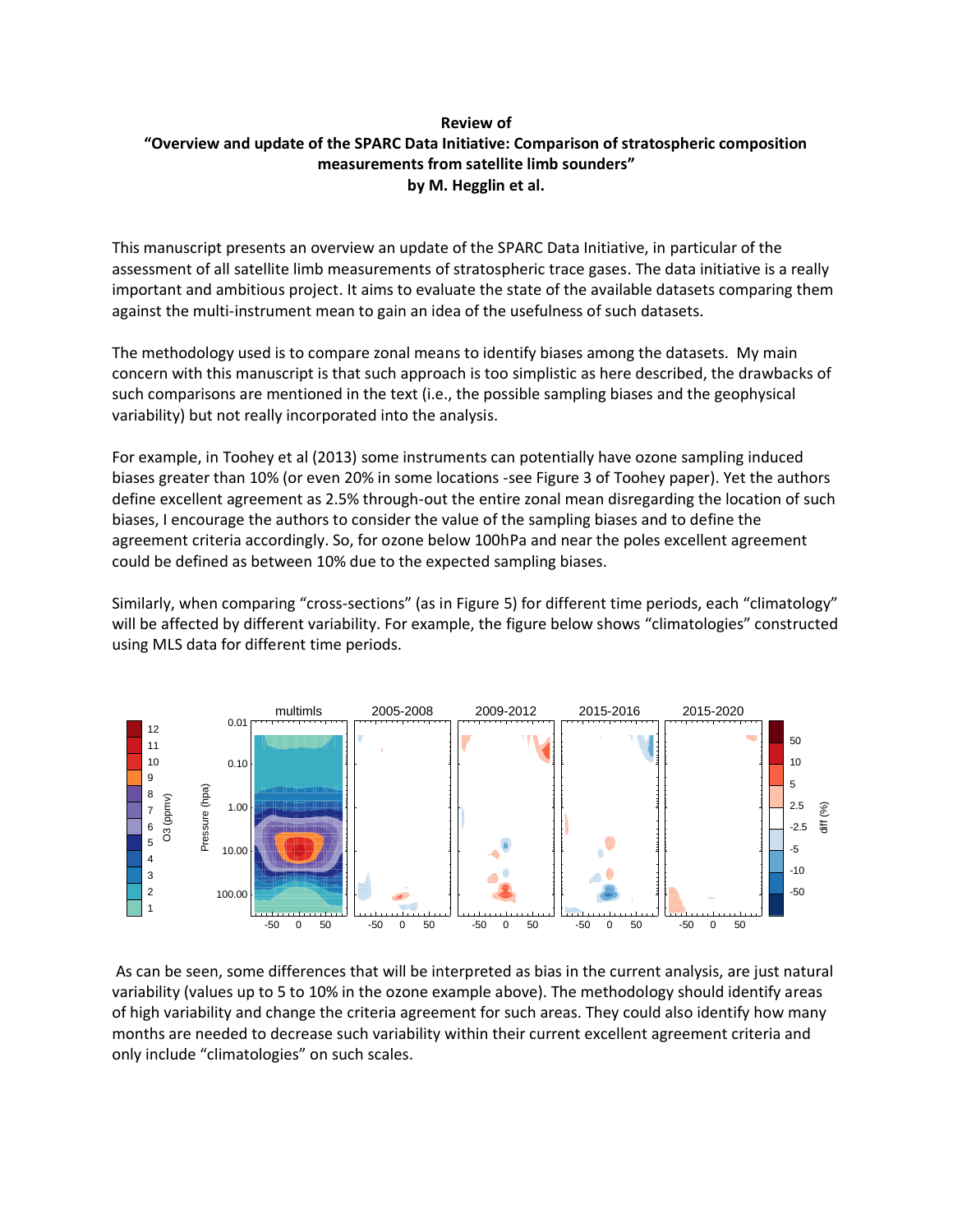**Review of**
**"Overview and update of the SPARC Data Initiative: Comparison of stratospheric composition measurements from satellite limb sounders"**
**by M. Hegglin et al.**

This manuscript presents an overview an update of the SPARC Data Initiative, in particular of the assessment of all satellite limb measurements of stratospheric trace gases. The data initiative is a really important and ambitious project. It aims to evaluate the state of the available datasets comparing them against the multi-instrument mean to gain an idea of the usefulness of such datasets.

The methodology used is to compare zonal means to identify biases among the datasets. My main concern with this manuscript is that such approach is too simplistic as here described, the drawbacks of such comparisons are mentioned in the text (i.e., the possible sampling biases and the geophysical variability) but not really incorporated into the analysis.

For example, in Toohey et al (2013) some instruments can potentially have ozone sampling induced biases greater than 10% (or even 20% in some locations -see Figure 3 of Toohey paper). Yet the authors define excellent agreement as 2.5% through-out the entire zonal mean disregarding the location of such biases, I encourage the authors to consider the value of the sampling biases and to define the agreement criteria accordingly. So, for ozone below 100hPa and near the poles excellent agreement could be defined as between 10% due to the expected sampling biases.

Similarly, when comparing "cross-sections" (as in Figure 5) for different time periods, each "climatology" will be affected by different variability. For example, the figure below shows "climatologies" constructed using MLS data for different time periods.

As can be seen, some differences that will be interpreted as bias in the current analysis, are just natural variability (values up to 5 to 10% in the ozone example above). The methodology should identify areas of high variability and change the criteria agreement for such areas. They could also identify how many months are needed to decrease such variability within their current excellent agreement criteria and only include "climatologies" on such scales.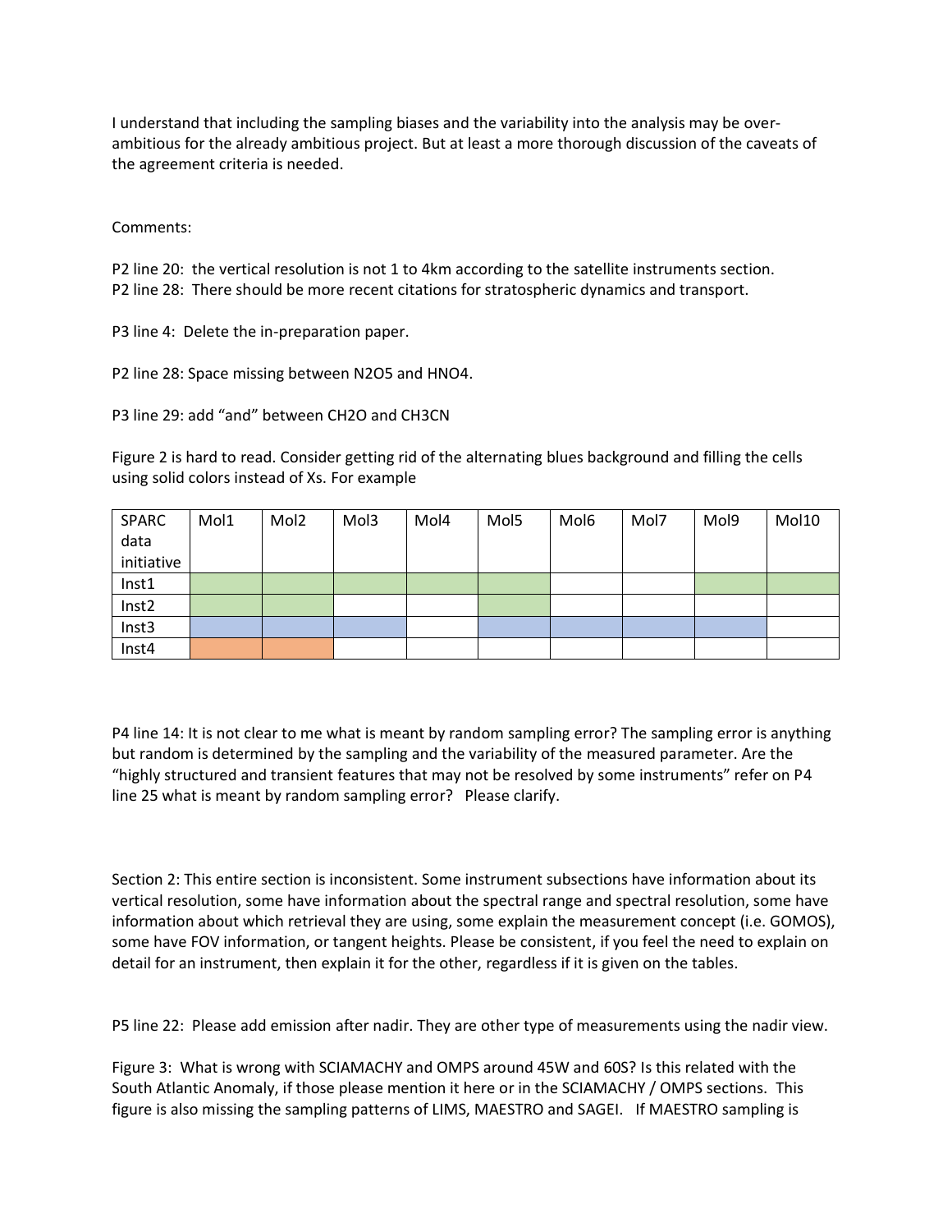I understand that including the sampling biases and the variability into the analysis may be over-ambitious for the already ambitious project. But at least a more thorough discussion of the caveats of the agreement criteria is needed.

Comments:

P2 line 20: the vertical resolution is not 1 to 4km according to the satellite instruments section.
P2 line 28: There should be more recent citations for stratospheric dynamics and transport.

P3 line 4: Delete the in-preparation paper.

P2 line 28: Space missing between $N_2O_5$ and $HNO_4$.

P3 line 29: add "and" between $CH_2O$ and $CH_3CN$

Figure 2 is hard to read. Consider getting rid of the alternating blues background and filling the cells using solid colors instead of Xs. For example

| SPARC data initiative | Mol1 | Mol2 | Mol3 | Mol4 | Mol5 | Mol6 | Mol7 | Mol9 | Mol10 |
|---|---|---|---|---|---|---|---|---|---|
| Inst1 | (green) | (green) | (green) | (green) | (green) | | | (green) | (green) |
| Inst2 | (green) | (green) | | | (green) | | | | |
| Inst3 | (blue) | (blue) | (blue) | | (blue) | (blue) | (blue) | (blue) | |
| Inst4 | (orange) | (orange) | | | | | | | |

P4 line 14: It is not clear to me what is meant by random sampling error? The sampling error is anything but random is determined by the sampling and the variability of the measured parameter. Are the "highly structured and transient features that may not be resolved by some instruments" refer on P4 line 25 what is meant by random sampling error? Please clarify.

Section 2: This entire section is inconsistent. Some instrument subsections have information about its vertical resolution, some have information about the spectral range and spectral resolution, some have information about which retrieval they are using, some explain the measurement concept (i.e. GOMOS), some have FOV information, or tangent heights. Please be consistent, if you feel the need to explain on detail for an instrument, then explain it for the other, regardless if it is given on the tables.

P5 line 22: Please add emission after nadir. They are other type of measurements using the nadir view.

Figure 3: What is wrong with SCIAMACHY and OMPS around 45W and 60S? Is this related with the South Atlantic Anomaly, if those please mention it here or in the SCIAMACHY / OMPS sections. This figure is also missing the sampling patterns of LIMS, MAESTRO and SAGEI. If MAESTRO sampling is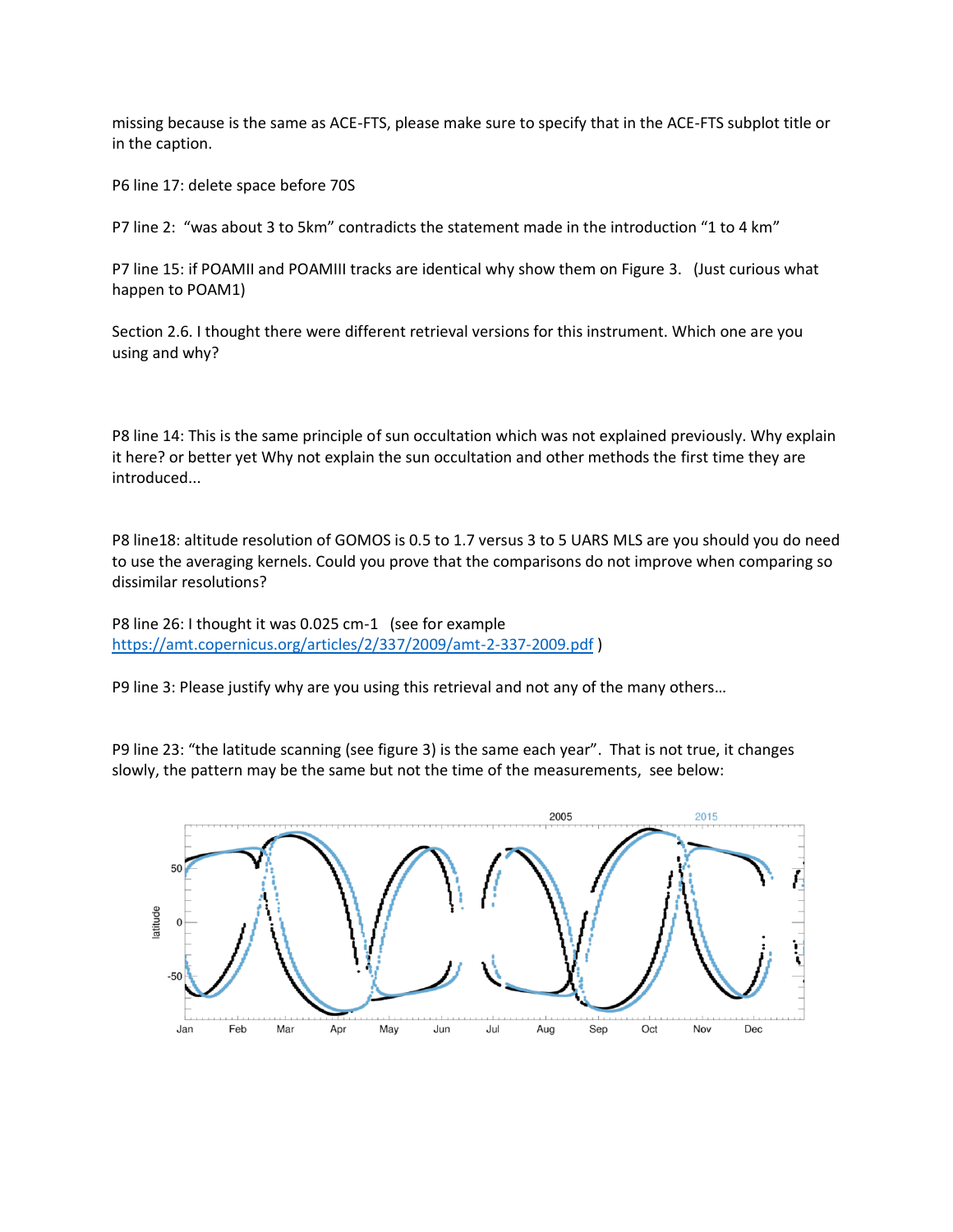missing because is the same as ACE-FTS, please make sure to specify that in the ACE-FTS subplot title or in the caption.

P6 line 17: delete space before 70S

P7 line 2: "was about 3 to 5km" contradicts the statement made in the introduction "1 to 4 km"

P7 line 15: if POAMII and POAMIII tracks are identical why show them on Figure 3. (Just curious what happen to POAM1)

Section 2.6. I thought there were different retrieval versions for this instrument. Which one are you using and why?

P8 line 14: This is the same principle of sun occultation which was not explained previously. Why explain it here? or better yet Why not explain the sun occultation and other methods the first time they are introduced...

P8 line18: altitude resolution of GOMOS is 0.5 to 1.7 versus 3 to 5 UARS MLS are you should you do need to use the averaging kernels. Could you prove that the comparisons do not improve when comparing so dissimilar resolutions?

P8 line 26: I thought it was 0.025 cm-1 (see for example https://amt.copernicus.org/articles/2/337/2009/amt-2-337-2009.pdf )

P9 line 3: Please justify why are you using this retrieval and not any of the many others...

P9 line 23: "the latitude scanning (see figure 3) is the same each year". That is not true, it changes slowly, the pattern may be the same but not the time of the measurements, see below: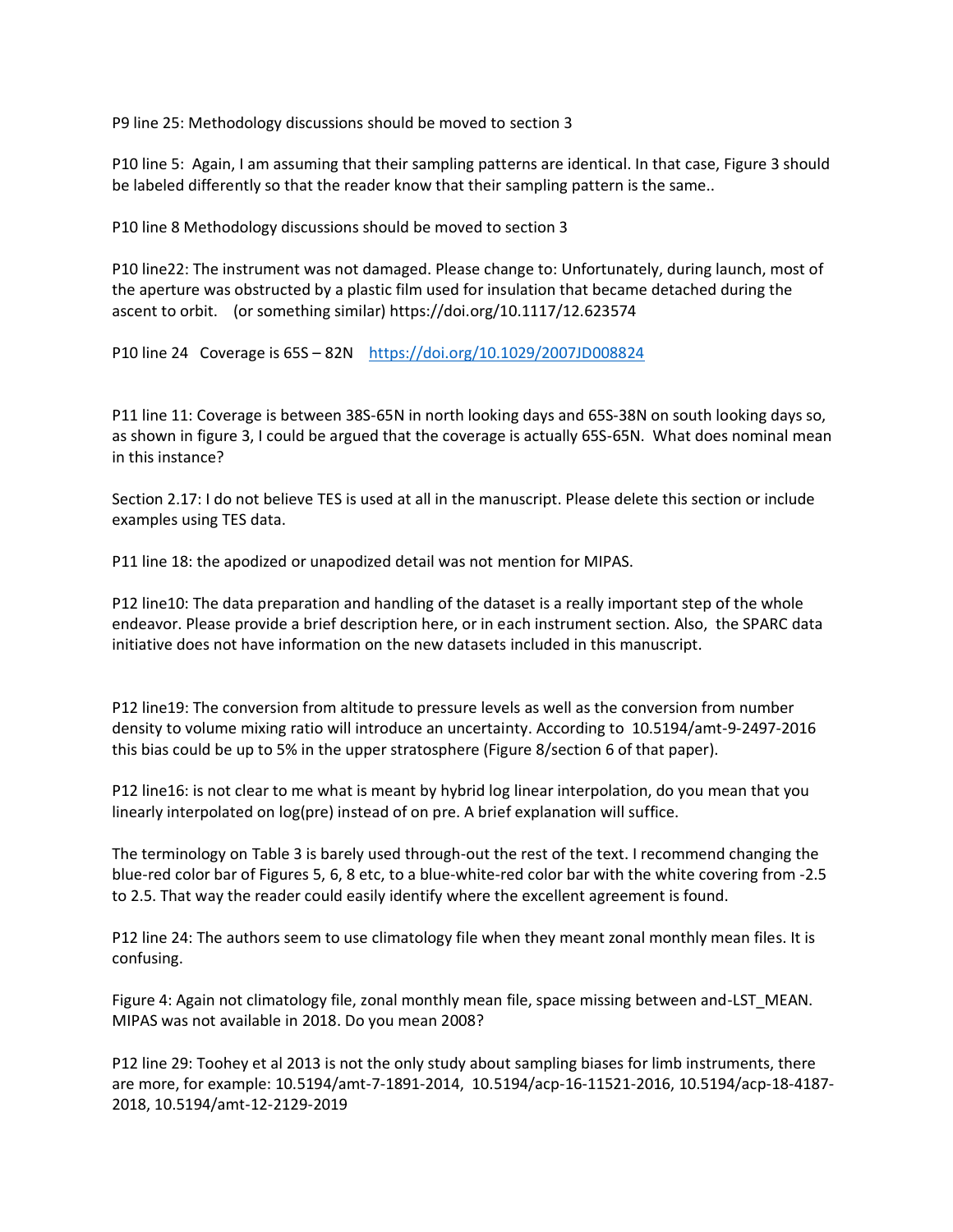P9 line 25: Methodology discussions should be moved to section 3

P10 line 5: Again, I am assuming that their sampling patterns are identical. In that case, Figure 3 should be labeled differently so that the reader know that their sampling pattern is the same..

P10 line 8 Methodology discussions should be moved to section 3

P10 line22: The instrument was not damaged. Please change to: Unfortunately, during launch, most of the aperture was obstructed by a plastic film used for insulation that became detached during the ascent to orbit. (or something similar) https://doi.org/10.1117/12.623574

P10 line 24 Coverage is 65S – 82N https://doi.org/10.1029/2007JD008824

P11 line 11: Coverage is between 38S-65N in north looking days and 65S-38N on south looking days so, as shown in figure 3, I could be argued that the coverage is actually 65S-65N. What does nominal mean in this instance?

Section 2.17: I do not believe TES is used at all in the manuscript. Please delete this section or include examples using TES data.

P11 line 18: the apodized or unapodized detail was not mention for MIPAS.

P12 line10: The data preparation and handling of the dataset is a really important step of the whole endeavor. Please provide a brief description here, or in each instrument section. Also, the SPARC data initiative does not have information on the new datasets included in this manuscript.

P12 line19: The conversion from altitude to pressure levels as well as the conversion from number density to volume mixing ratio will introduce an uncertainty. According to 10.5194/amt-9-2497-2016 this bias could be up to 5% in the upper stratosphere (Figure 8/section 6 of that paper).

P12 line16: is not clear to me what is meant by hybrid log linear interpolation, do you mean that you linearly interpolated on log(pre) instead of on pre. A brief explanation will suffice.

The terminology on Table 3 is barely used through-out the rest of the text. I recommend changing the blue-red color bar of Figures 5, 6, 8 etc, to a blue-white-red color bar with the white covering from -2.5 to 2.5. That way the reader could easily identify where the excellent agreement is found.

P12 line 24: The authors seem to use climatology file when they meant zonal monthly mean files. It is confusing.

Figure 4: Again not climatology file, zonal monthly mean file, space missing between and-LST_MEAN. MIPAS was not available in 2018. Do you mean 2008?

P12 line 29: Toohey et al 2013 is not the only study about sampling biases for limb instruments, there are more, for example: 10.5194/amt-7-1891-2014, 10.5194/acp-16-11521-2016, 10.5194/acp-18-4187-2018, 10.5194/amt-12-2129-2019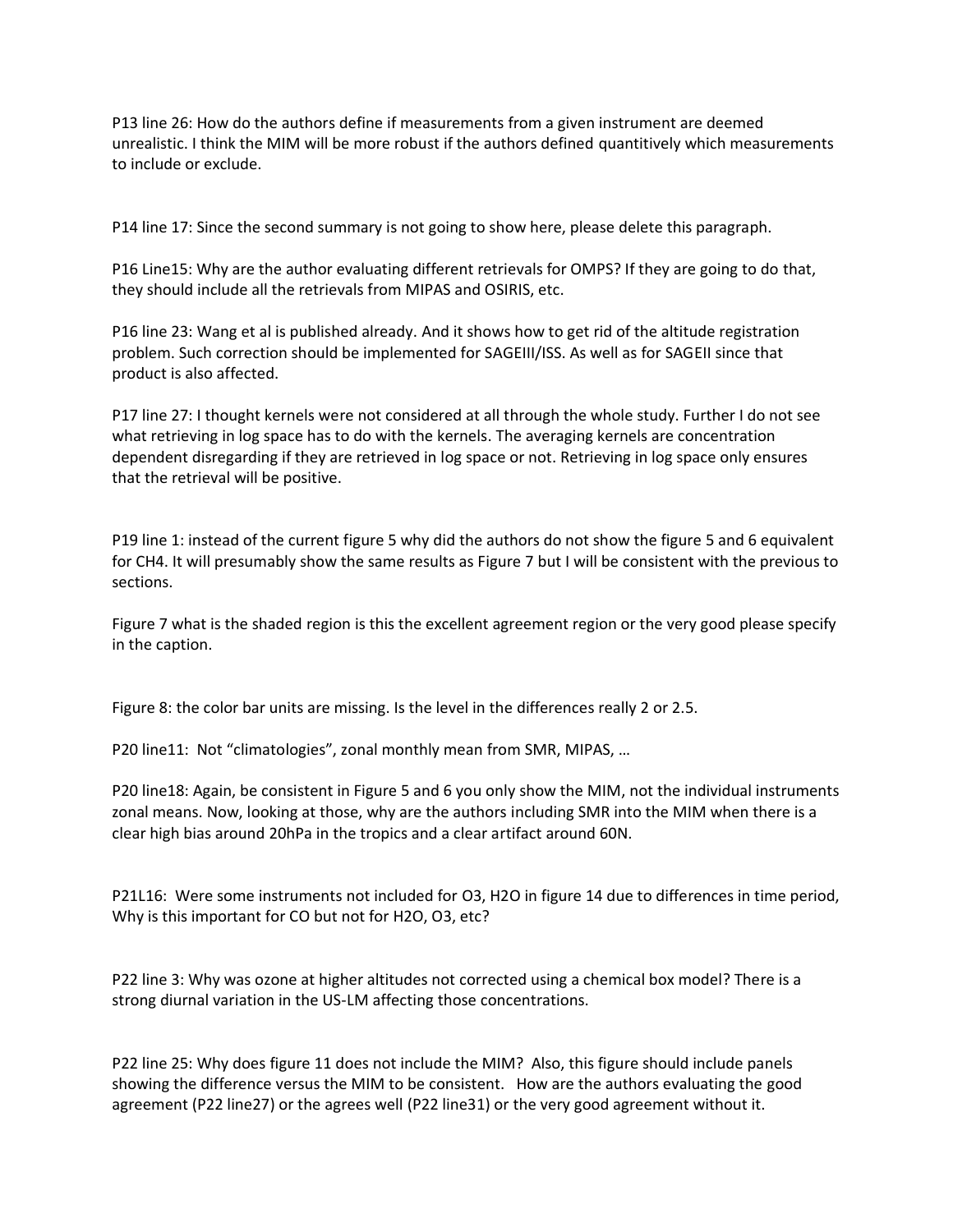P13 line 26: How do the authors define if measurements from a given instrument are deemed unrealistic. I think the MIM will be more robust if the authors defined quantitively which measurements to include or exclude.

P14 line 17: Since the second summary is not going to show here, please delete this paragraph.

P16 Line15: Why are the author evaluating different retrievals for OMPS? If they are going to do that, they should include all the retrievals from MIPAS and OSIRIS, etc.

P16 line 23: Wang et al is published already. And it shows how to get rid of the altitude registration problem. Such correction should be implemented for SAGEIII/ISS. As well as for SAGEII since that product is also affected.

P17 line 27: I thought kernels were not considered at all through the whole study. Further I do not see what retrieving in log space has to do with the kernels. The averaging kernels are concentration dependent disregarding if they are retrieved in log space or not. Retrieving in log space only ensures that the retrieval will be positive.

P19 line 1: instead of the current figure 5 why did the authors do not show the figure 5 and 6 equivalent for CH4. It will presumably show the same results as Figure 7 but I will be consistent with the previous to sections.

Figure 7 what is the shaded region is this the excellent agreement region or the very good please specify in the caption.

Figure 8: the color bar units are missing. Is the level in the differences really 2 or 2.5.

P20 line11: Not "climatologies", zonal monthly mean from SMR, MIPAS, …

P20 line18: Again, be consistent in Figure 5 and 6 you only show the MIM, not the individual instruments zonal means. Now, looking at those, why are the authors including SMR into the MIM when there is a clear high bias around 20hPa in the tropics and a clear artifact around 60N.

P21L16: Were some instruments not included for O3, H2O in figure 14 due to differences in time period, Why is this important for CO but not for H2O, O3, etc?

P22 line 3: Why was ozone at higher altitudes not corrected using a chemical box model? There is a strong diurnal variation in the US-LM affecting those concentrations.

P22 line 25: Why does figure 11 does not include the MIM? Also, this figure should include panels showing the difference versus the MIM to be consistent. How are the authors evaluating the good agreement (P22 line27) or the agrees well (P22 line31) or the very good agreement without it.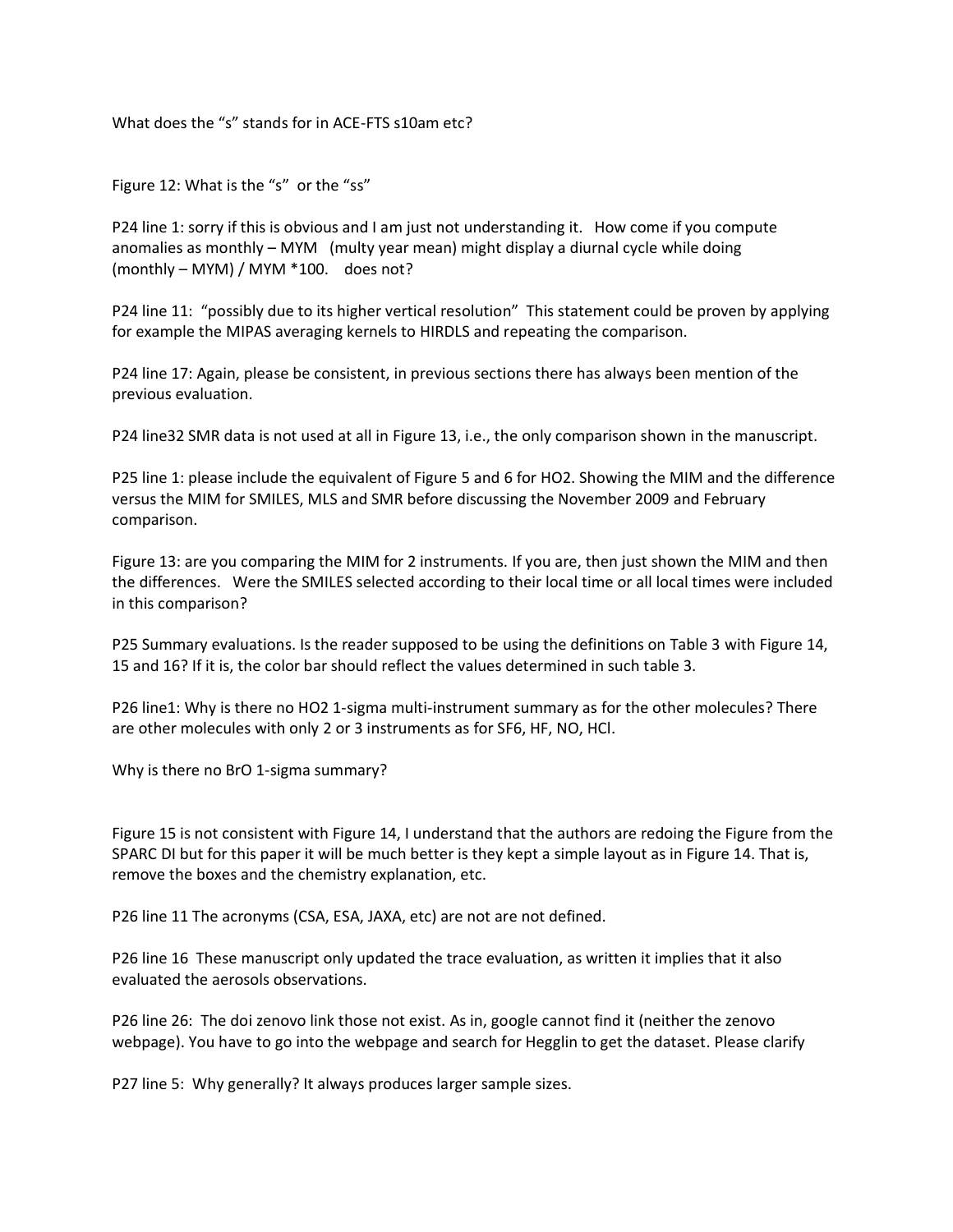What does the "s" stands for in ACE-FTS s10am etc?

Figure 12: What is the "s" or the "ss"

P24 line 1: sorry if this is obvious and I am just not understanding it. How come if you compute anomalies as monthly – MYM (multy year mean) might display a diurnal cycle while doing (monthly – MYM) / MYM *100. does not?

P24 line 11: "possibly due to its higher vertical resolution" This statement could be proven by applying for example the MIPAS averaging kernels to HIRDLS and repeating the comparison.

P24 line 17: Again, please be consistent, in previous sections there has always been mention of the previous evaluation.

P24 line32 SMR data is not used at all in Figure 13, i.e., the only comparison shown in the manuscript.

P25 line 1: please include the equivalent of Figure 5 and 6 for HO2. Showing the MIM and the difference versus the MIM for SMILES, MLS and SMR before discussing the November 2009 and February comparison.

Figure 13: are you comparing the MIM for 2 instruments. If you are, then just shown the MIM and then the differences. Were the SMILES selected according to their local time or all local times were included in this comparison?

P25 Summary evaluations. Is the reader supposed to be using the definitions on Table 3 with Figure 14, 15 and 16? If it is, the color bar should reflect the values determined in such table 3.

P26 line1: Why is there no HO2 1-sigma multi-instrument summary as for the other molecules? There are other molecules with only 2 or 3 instruments as for SF6, HF, NO, HCl.

Why is there no BrO 1-sigma summary?

Figure 15 is not consistent with Figure 14, I understand that the authors are redoing the Figure from the SPARC DI but for this paper it will be much better is they kept a simple layout as in Figure 14. That is, remove the boxes and the chemistry explanation, etc.

P26 line 11 The acronyms (CSA, ESA, JAXA, etc) are not are not defined.

P26 line 16 These manuscript only updated the trace evaluation, as written it implies that it also evaluated the aerosols observations.

P26 line 26: The doi zenovo link those not exist. As in, google cannot find it (neither the zenovo webpage). You have to go into the webpage and search for Hegglin to get the dataset. Please clarify

P27 line 5: Why generally? It always produces larger sample sizes.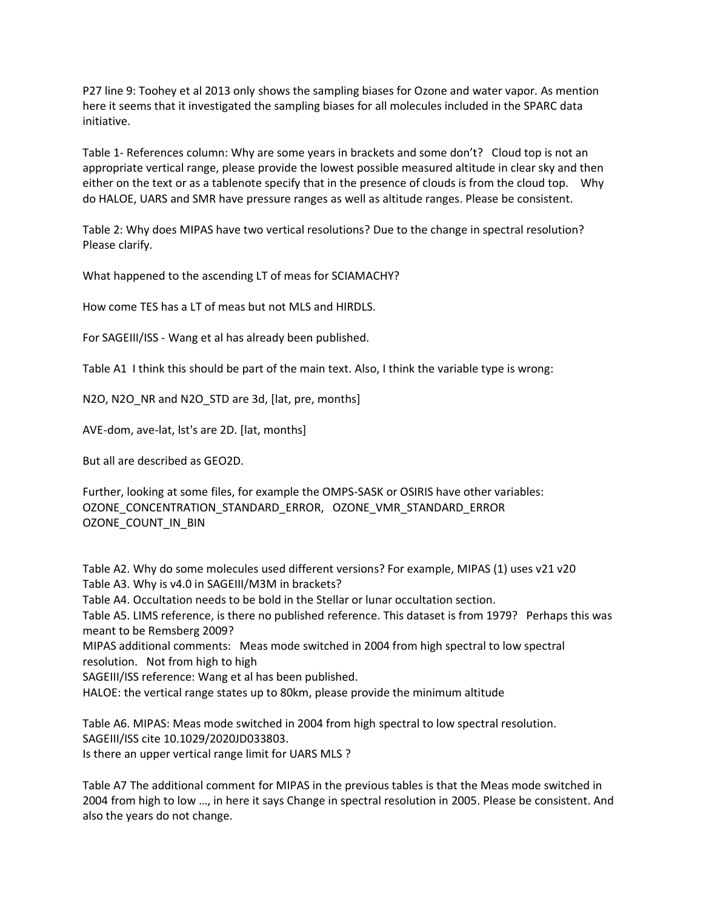P27 line 9: Toohey et al 2013 only shows the sampling biases for Ozone and water vapor. As mention here it seems that it investigated the sampling biases for all molecules included in the SPARC data initiative.

Table 1- References column: Why are some years in brackets and some don't? Cloud top is not an appropriate vertical range, please provide the lowest possible measured altitude in clear sky and then either on the text or as a tablenote specify that in the presence of clouds is from the cloud top. Why do HALOE, UARS and SMR have pressure ranges as well as altitude ranges. Please be consistent.

Table 2: Why does MIPAS have two vertical resolutions? Due to the change in spectral resolution? Please clarify.

What happened to the ascending LT of meas for SCIAMACHY?

How come TES has a LT of meas but not MLS and HIRDLS.

For SAGEIII/ISS - Wang et al has already been published.

Table A1 I think this should be part of the main text. Also, I think the variable type is wrong:

N2O, N2O_NR and N2O_STD are 3d, [lat, pre, months]

AVE-dom, ave-lat, lst's are 2D. [lat, months]

But all are described as GEO2D.

Further, looking at some files, for example the OMPS-SASK or OSIRIS have other variables: OZONE_CONCENTRATION_STANDARD_ERROR, OZONE_VMR_STANDARD_ERROR OZONE_COUNT_IN_BIN

Table A2. Why do some molecules used different versions? For example, MIPAS (1) uses v21 v20
Table A3. Why is v4.0 in SAGEIII/M3M in brackets?
Table A4. Occultation needs to be bold in the Stellar or lunar occultation section.
Table A5. LIMS reference, is there no published reference. This dataset is from 1979? Perhaps this was meant to be Remsberg 2009?
MIPAS additional comments: Meas mode switched in 2004 from high spectral to low spectral resolution. Not from high to high
SAGEIII/ISS reference: Wang et al has been published.
HALOE: the vertical range states up to 80km, please provide the minimum altitude

Table A6. MIPAS: Meas mode switched in 2004 from high spectral to low spectral resolution.
SAGEIII/ISS cite 10.1029/2020JD033803.
Is there an upper vertical range limit for UARS MLS ?

Table A7 The additional comment for MIPAS in the previous tables is that the Meas mode switched in 2004 from high to low ..., in here it says Change in spectral resolution in 2005. Please be consistent. And also the years do not change.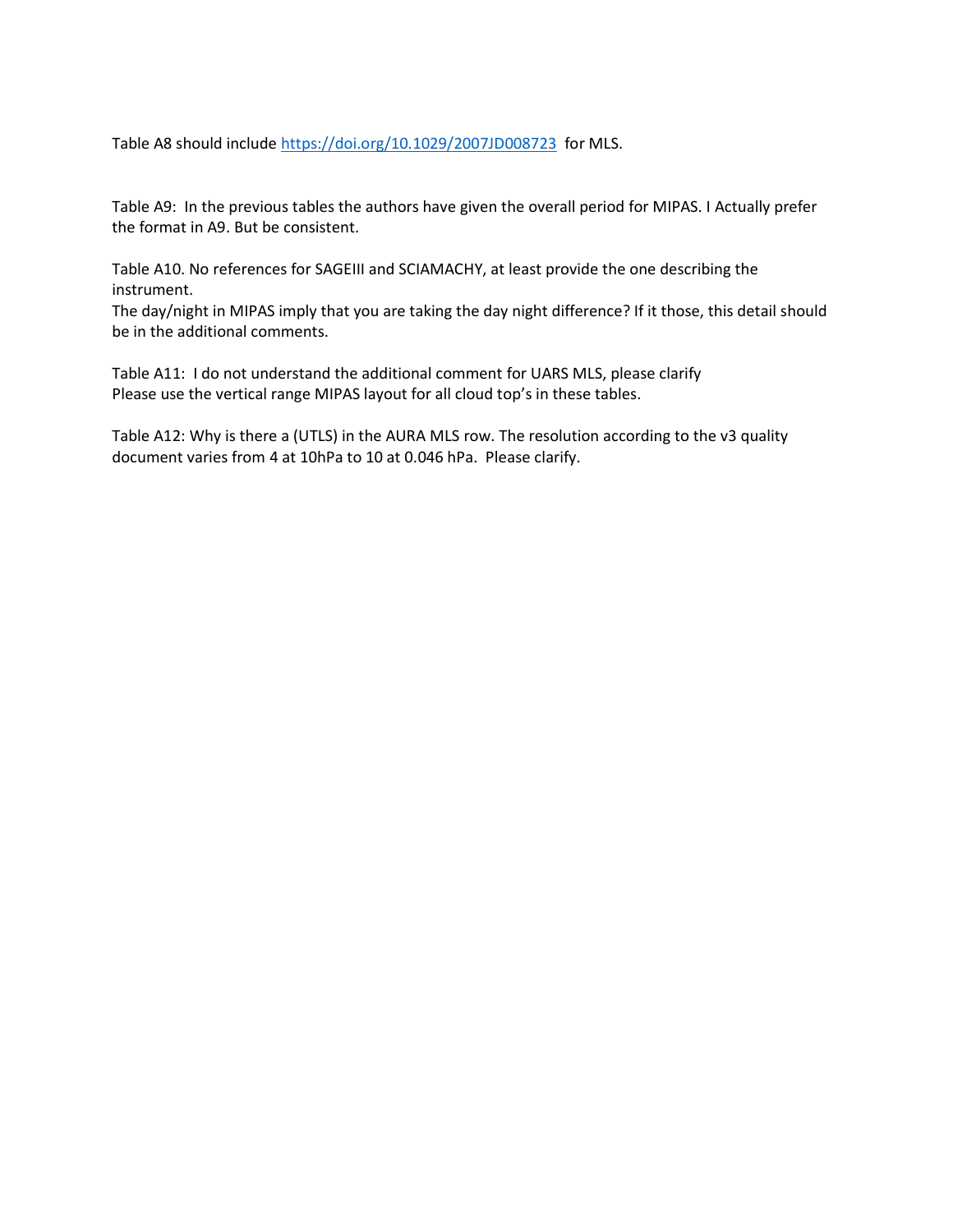Table A8 should include https://doi.org/10.1029/2007JD008723 for MLS.

Table A9: In the previous tables the authors have given the overall period for MIPAS. I Actually prefer the format in A9. But be consistent.

Table A10. No references for SAGEIII and SCIAMACHY, at least provide the one describing the instrument.
The day/night in MIPAS imply that you are taking the day night difference? If it those, this detail should be in the additional comments.

Table A11: I do not understand the additional comment for UARS MLS, please clarify
Please use the vertical range MIPAS layout for all cloud top's in these tables.

Table A12: Why is there a (UTLS) in the AURA MLS row. The resolution according to the v3 quality document varies from 4 at 10hPa to 10 at 0.046 hPa. Please clarify.